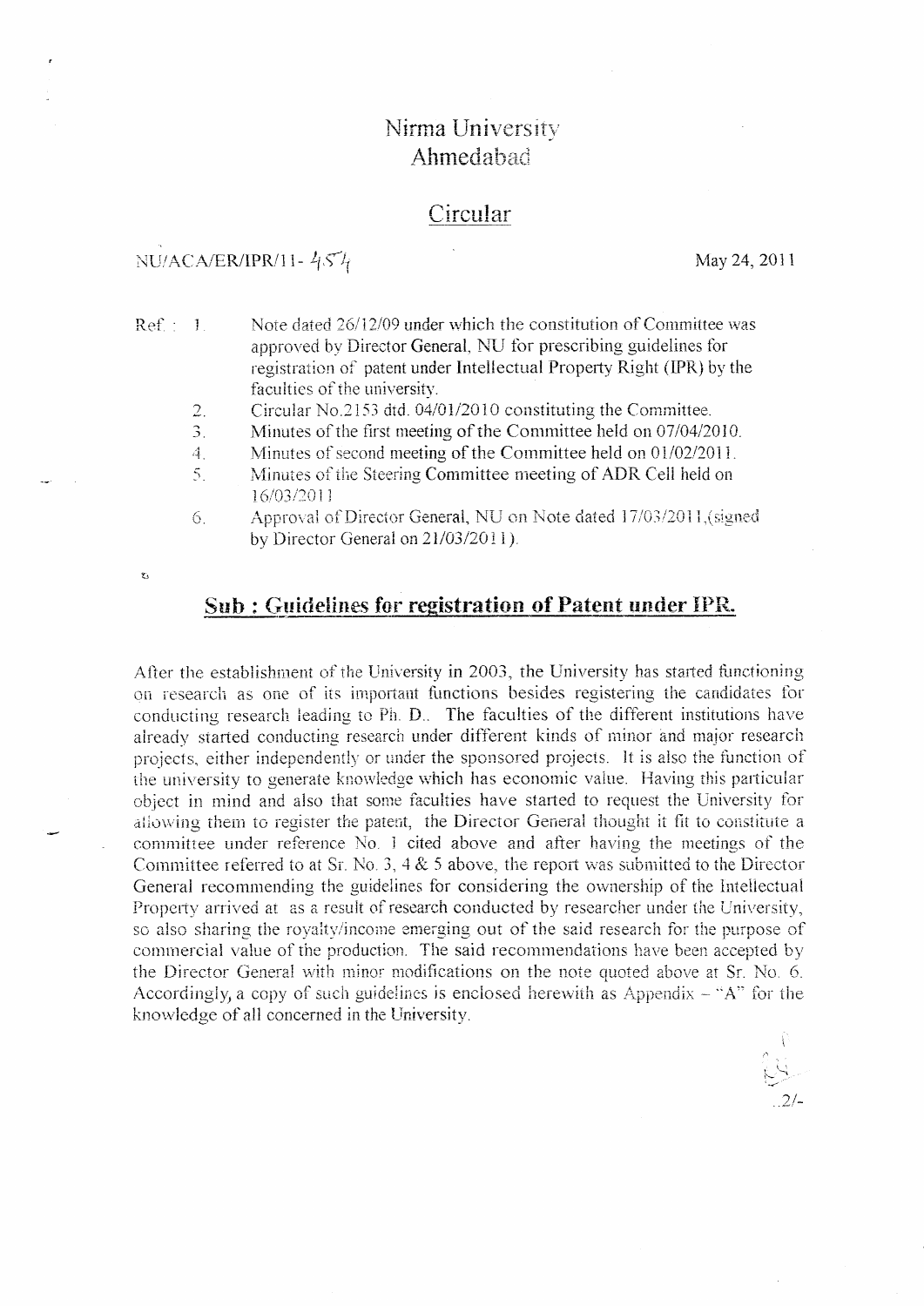# Nirma University
# Ahmedabad

## Circular

NU/ACA/ER/IPR/11- 454 May 24, 2011

Ref. :

1. Note dated 26/12/09 under which the constitution of Committee was approved by Director General, NU for prescribing guidelines for registration of patent under Intellectual Property Right (IPR) by the faculties of the university.
2. Circular No.2153 dtd. 04/01/2010 constituting the Committee.
3. Minutes of the first meeting of the Committee held on 07/04/2010.
4. Minutes of second meeting of the Committee held on 01/02/2011.
5. Minutes of the Steering Committee meeting of ADR Cell held on 16/03/2011
6. Approval of Director General, NU on Note dated 17/03/2011,(signed by Director General on 21/03/2011).

## Sub : Guidelines for registration of Patent under IPR.

After the establishment of the University in 2003, the University has started functioning on research as one of its important functions besides registering the candidates for conducting research leading to Ph. D.. The faculties of the different institutions have already started conducting research under different kinds of minor and major research projects, either independently or under the sponsored projects. It is also the function of the university to generate knowledge which has economic value. Having this particular object in mind and also that some faculties have started to request the University for allowing them to register the patent, the Director General thought it fit to constitute a committee under reference No. 1 cited above and after having the meetings of the Committee referred to at Sr. No. 3, 4 & 5 above, the report was submitted to the Director General recommending the guidelines for considering the ownership of the Intellectual Property arrived at as a result of research conducted by researcher under the University, so also sharing the royalty/income emerging out of the said research for the purpose of commercial value of the production. The said recommendations have been accepted by the Director General with minor modifications on the note quoted above at Sr. No. 6. Accordingly, a copy of such guidelines is enclosed herewith as Appendix – "A" for the knowledge of all concerned in the University.

..2/-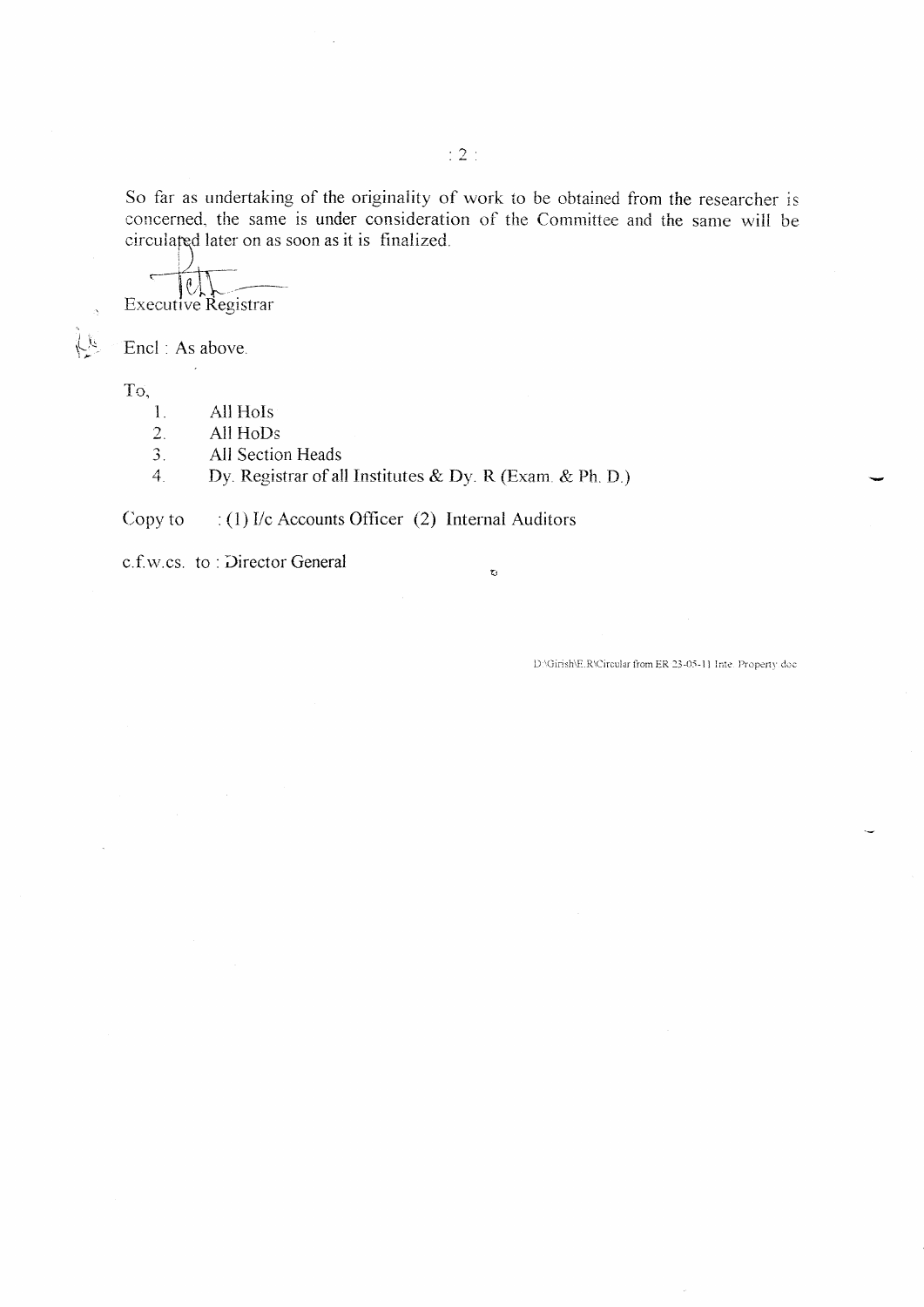So far as undertaking of the originality of work to be obtained from the researcher is concerned, the same is under consideration of the Committee and the same will be circulated later on as soon as it is finalized.

Executive Registrar

Encl : As above.

To,

1. All HoIs
2. All HoDs
3. All Section Heads
4. Dy. Registrar of all Institutes & Dy. R (Exam. & Ph. D.)

Copy to : (1) I/c Accounts Officer (2) Internal Auditors

c.f.w.cs. to : Director General

D:\Girish\E.R\Circular from ER 23-05-11 Inte. Property.doc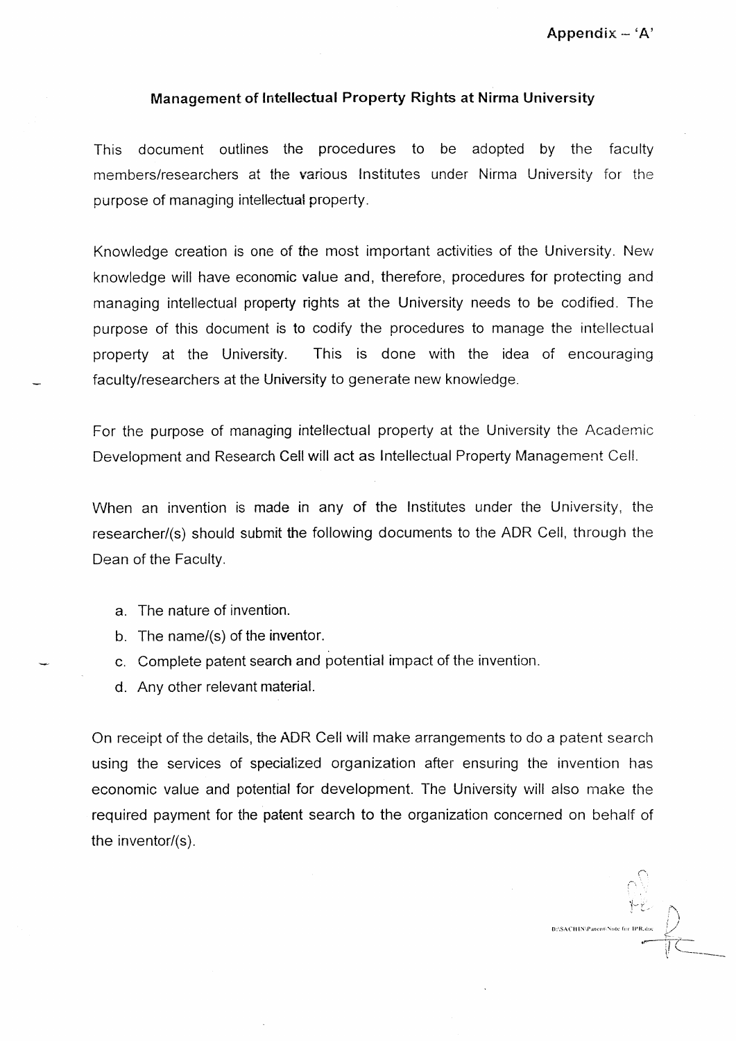Appendix – 'A'

## Management of Intellectual Property Rights at Nirma University

This document outlines the procedures to be adopted by the faculty members/researchers at the various Institutes under Nirma University for the purpose of managing intellectual property.

Knowledge creation is one of the most important activities of the University. New knowledge will have economic value and, therefore, procedures for protecting and managing intellectual property rights at the University needs to be codified. The purpose of this document is to codify the procedures to manage the intellectual property at the University. This is done with the idea of encouraging faculty/researchers at the University to generate new knowledge.

For the purpose of managing intellectual property at the University the Academic Development and Research Cell will act as Intellectual Property Management Cell.

When an invention is made in any of the Institutes under the University, the researcher/(s) should submit the following documents to the ADR Cell, through the Dean of the Faculty.

a. The nature of invention.
b. The name/(s) of the inventor.
c. Complete patent search and potential impact of the invention.
d. Any other relevant material.

On receipt of the details, the ADR Cell will make arrangements to do a patent search using the services of specialized organization after ensuring the invention has economic value and potential for development. The University will also make the required payment for the patent search to the organization concerned on behalf of the inventor/(s).

D:\SACHIN\Patent Note for IPR.doc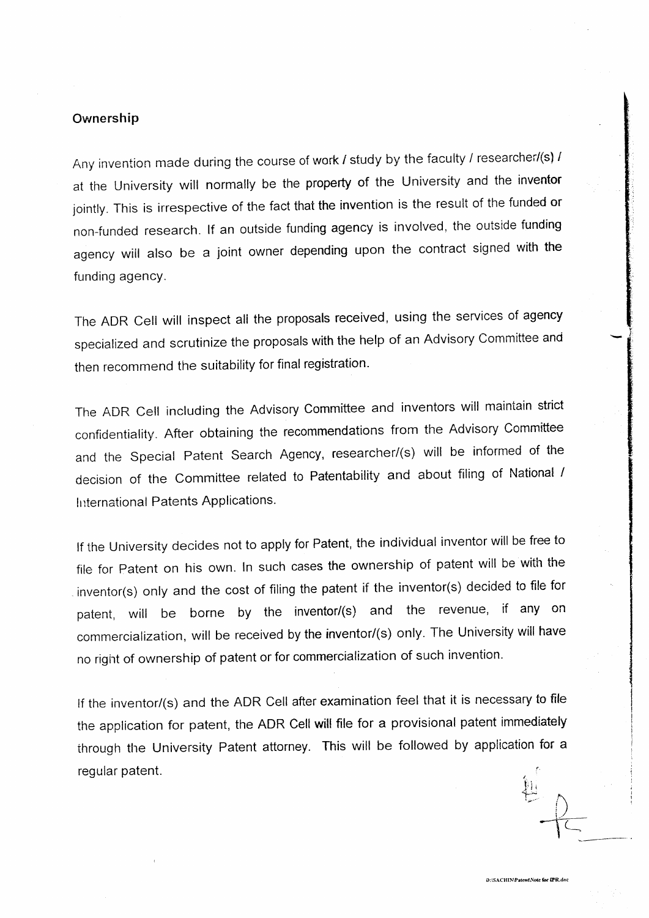## Ownership

Any invention made during the course of work / study by the faculty / researcher/(s) / at the University will normally be the property of the University and the inventor jointly. This is irrespective of the fact that the invention is the result of the funded or non-funded research. If an outside funding agency is involved, the outside funding agency will also be a joint owner depending upon the contract signed with the funding agency.

The ADR Cell will inspect all the proposals received, using the services of agency specialized and scrutinize the proposals with the help of an Advisory Committee and then recommend the suitability for final registration.

The ADR Cell including the Advisory Committee and inventors will maintain strict confidentiality. After obtaining the recommendations from the Advisory Committee and the Special Patent Search Agency, researcher/(s) will be informed of the decision of the Committee related to Patentability and about filing of National / International Patents Applications.

If the University decides not to apply for Patent, the individual inventor will be free to file for Patent on his own. In such cases the ownership of patent will be with the inventor(s) only and the cost of filing the patent if the inventor(s) decided to file for patent, will be borne by the inventor/(s) and the revenue, if any on commercialization, will be received by the inventor/(s) only. The University will have no right of ownership of patent or for commercialization of such invention.

If the inventor/(s) and the ADR Cell after examination feel that it is necessary to file the application for patent, the ADR Cell will file for a provisional patent immediately through the University Patent attorney. This will be followed by application for a regular patent.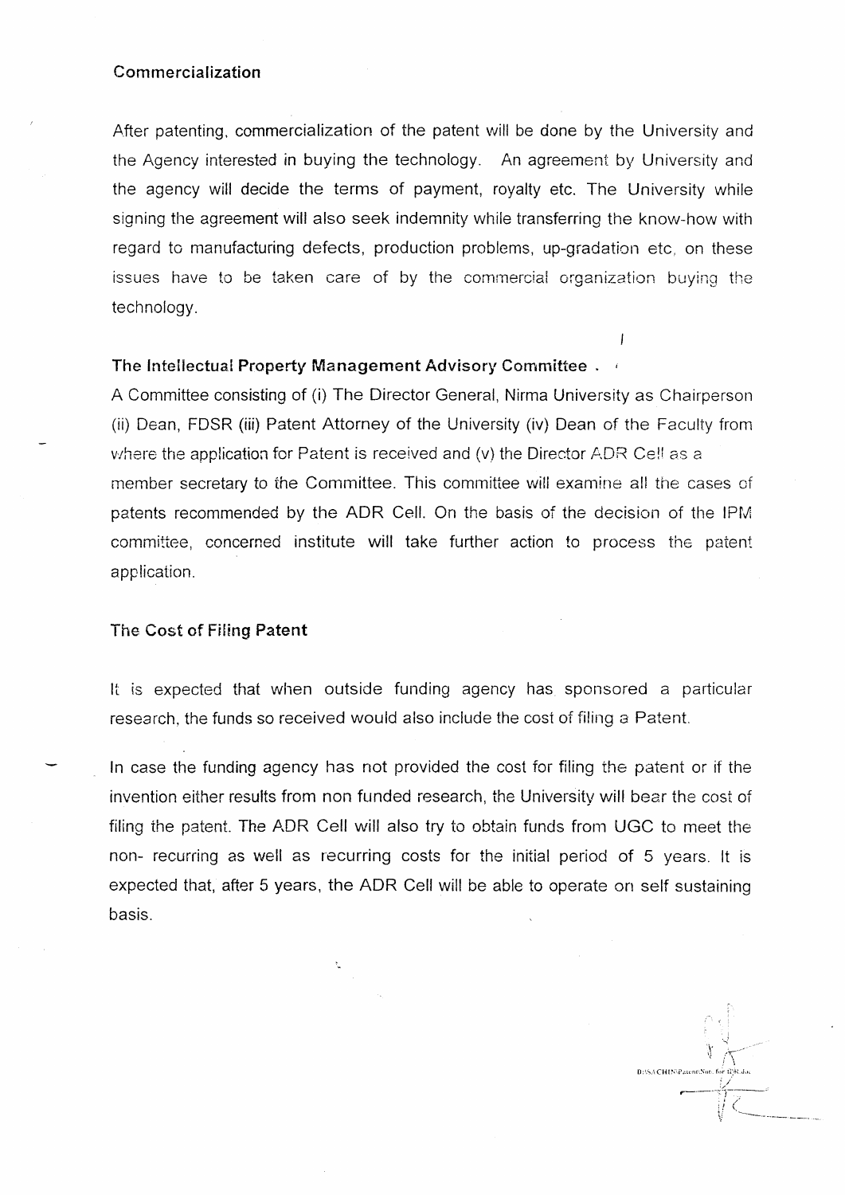## Commercialization

After patenting, commercialization of the patent will be done by the University and the Agency interested in buying the technology. An agreement by University and the agency will decide the terms of payment, royalty etc. The University while signing the agreement will also seek indemnity while transferring the know-how with regard to manufacturing defects, production problems, up-gradation etc, on these issues have to be taken care of by the commercial organization buying the technology.

## The Intellectual Property Management Advisory Committee

A Committee consisting of (i) The Director General, Nirma University as Chairperson (ii) Dean, FDSR (iii) Patent Attorney of the University (iv) Dean of the Faculty from where the application for Patent is received and (v) the Director ADR Cell as a member secretary to the Committee. This committee will examine all the cases of patents recommended by the ADR Cell. On the basis of the decision of the IPM committee, concerned institute will take further action to process the patent application.

## The Cost of Filing Patent

It is expected that when outside funding agency has sponsored a particular research, the funds so received would also include the cost of filing a Patent.

In case the funding agency has not provided the cost for filing the patent or if the invention either results from non funded research, the University will bear the cost of filing the patent. The ADR Cell will also try to obtain funds from UGC to meet the non- recurring as well as recurring costs for the initial period of 5 years. It is expected that, after 5 years, the ADR Cell will be able to operate on self sustaining basis.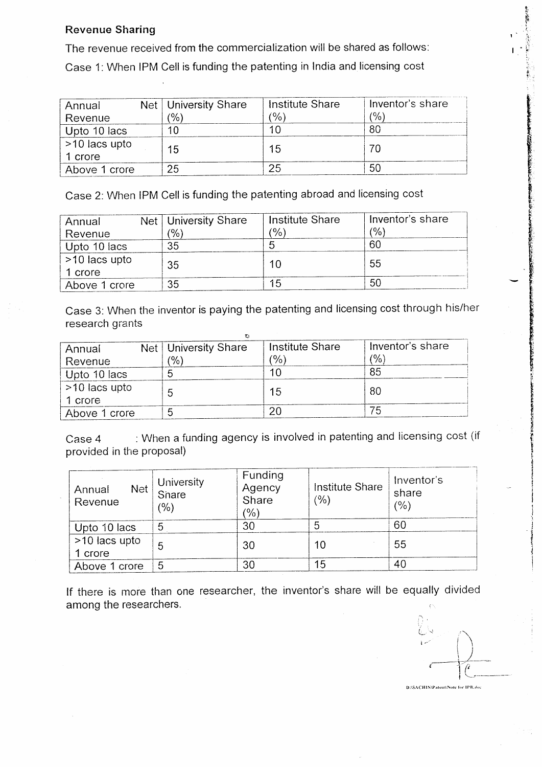**Revenue Sharing**

The revenue received from the commercialization will be shared as follows:

Case 1: When IPM Cell is funding the patenting in India and licensing cost

| Annual Net Revenue | University Share (%) | Institute Share (%) | Inventor's share (%) |
|---|---|---|---|
| Upto 10 lacs | 10 | 10 | 80 |
| >10 lacs upto 1 crore | 15 | 15 | 70 |
| Above 1 crore | 25 | 25 | 50 |

Case 2: When IPM Cell is funding the patenting abroad and licensing cost

| Annual Net Revenue | University Share (%) | Institute Share (%) | Inventor's share (%) |
|---|---|---|---|
| Upto 10 lacs | 35 | 5 | 60 |
| >10 lacs upto 1 crore | 35 | 10 | 55 |
| Above 1 crore | 35 | 15 | 50 |

Case 3: When the inventor is paying the patenting and licensing cost through his/her research grants

| Annual Net Revenue | University Share (%) | Institute Share (%) | Inventor's share (%) |
|---|---|---|---|
| Upto 10 lacs | 5 | 10 | 85 |
| >10 lacs upto 1 crore | 5 | 15 | 80 |
| Above 1 crore | 5 | 20 | 75 |

Case 4 : When a funding agency is involved in patenting and licensing cost (if provided in the proposal)

| Annual Net Revenue | University Share (%) | Funding Agency Share (%) | Institute Share (%) | Inventor's share (%) |
|---|---|---|---|---|
| Upto 10 lacs | 5 | 30 | 5 | 60 |
| >10 lacs upto 1 crore | 5 | 30 | 10 | 55 |
| Above 1 crore | 5 | 30 | 15 | 40 |

If there is more than one researcher, the inventor's share will be equally divided among the researchers.

D:\SACHIN\Patent\Note for IPR.doc